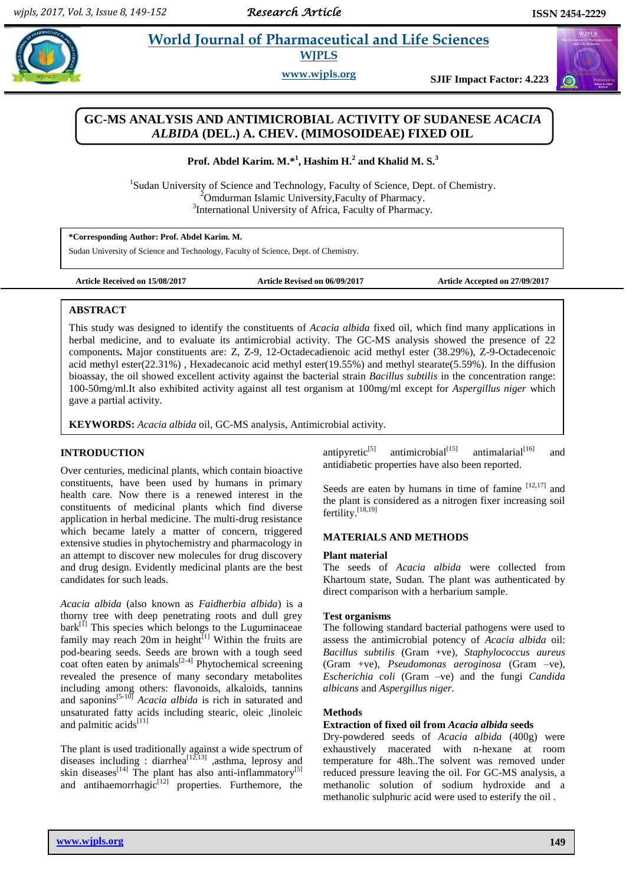# GC-MS ANALYSIS AND ANTIMICROBIAL ACTIVITY OF SUDANESE *ACACIA ALBIDA* (DEL.) A. CHEV. (MIMOSOIDEAE) FIXED OIL

**Prof. Abdel Karim. M.*[1], Hashim H.[2] and Khalid M. S.[3]**

[1]Sudan University of Science and Technology, Faculty of Science, Dept. of Chemistry.
[2]Omdurman Islamic University,Faculty of Pharmacy.
[3]International University of Africa, Faculty of Pharmacy.

**\*Corresponding Author: Prof. Abdel Karim. M.**
Sudan University of Science and Technology, Faculty of Science, Dept. of Chemistry.

**Article Received on 15/08/2017** **Article Revised on 06/09/2017** **Article Accepted on 27/09/2017**

## ABSTRACT

This study was designed to identify the constituents of *Acacia albida* fixed oil, which find many applications in herbal medicine, and to evaluate its antimicrobial activity. The GC-MS analysis showed the presence of 22 components**.** Major constituents are: Z, Z-9, 12-Octadecadienoic acid methyl ester (38.29%), Z-9-Octadecenoic acid methyl ester(22.31%) , Hexadecanoic acid methyl ester(19.55%) and methyl stearate(5.59%). In the diffusion bioassay, the oil showed excellent activity against the bacterial strain *Bacillus subtilis* in the concentration range: 100-50mg/ml.It also exhibited activity against all test organism at 100mg/ml except for *Aspergillus niger* which gave a partial activity.

**KEYWORDS:** *Acacia albida* oil, GC-MS analysis, Antimicrobial activity.

## INTRODUCTION

Over centuries, medicinal plants, which contain bioactive constituents, have been used by humans in primary health care. Now there is a renewed interest in the constituents of medicinal plants which find diverse application in herbal medicine. The multi-drug resistance which became lately a matter of concern, triggered extensive studies in phytochemistry and pharmacology in an attempt to discover new molecules for drug discovery and drug design. Evidently medicinal plants are the best candidates for such leads.

*Acacia albida* (also known as *Faidherbia albida*) is a thorny tree with deep penetrating roots and dull grey bark[1] This species which belongs to the Luguminaceae family may reach 20m in height[1] Within the fruits are pod-bearing seeds. Seeds are brown with a tough seed coat often eaten by animals[2-4] Phytochemical screening revealed the presence of many secondary metabolites including among others: flavonoids, alkaloids, tannins and saponins[5-10] *Acacia albida* is rich in saturated and unsaturated fatty acids including stearic, oleic ,linoleic and palmitic acids[11]

The plant is used traditionally against a wide spectrum of diseases including : diarrhea[12,13] ,asthma, leprosy and skin diseases[14] The plant has also anti-inflammatory[5] and antihaemorrhagic[12] properties. Furthemore, the antipyretic[5] antimicrobial[15] antimalarial[16] and antidiabetic properties have also been reported.

Seeds are eaten by humans in time of famine [12,17] and the plant is considered as a nitrogen fixer increasing soil fertility.[18,19]

## MATERIALS AND METHODS

### Plant material

The seeds of *Acacia albida* were collected from Khartoum state, Sudan. The plant was authenticated by direct comparison with a herbarium sample.

### Test organisms

The following standard bacterial pathogens were used to assess the antimicrobial potency of *Acacia albida* oil: *Bacillus subtilis* (Gram +ve), *Staphyloccocus aureus* (Gram +ve), *Pseudomonas aeroginosa* (Gram –ve), *Escherichia coli* (Gram –ve) and the fungi *Candida albicans* and *Aspergillus niger.*

### Methods

**Extraction of fixed oil from *Acacia albida* seeds**

Dry-powdered seeds of *Acacia albida* (400g) were exhaustively macerated with n-hexane at room temperature for 48h..The solvent was removed under reduced pressure leaving the oil. For GC-MS analysis, a methanolic solution of sodium hydroxide and a methanolic sulphuric acid were used to esterify the oil .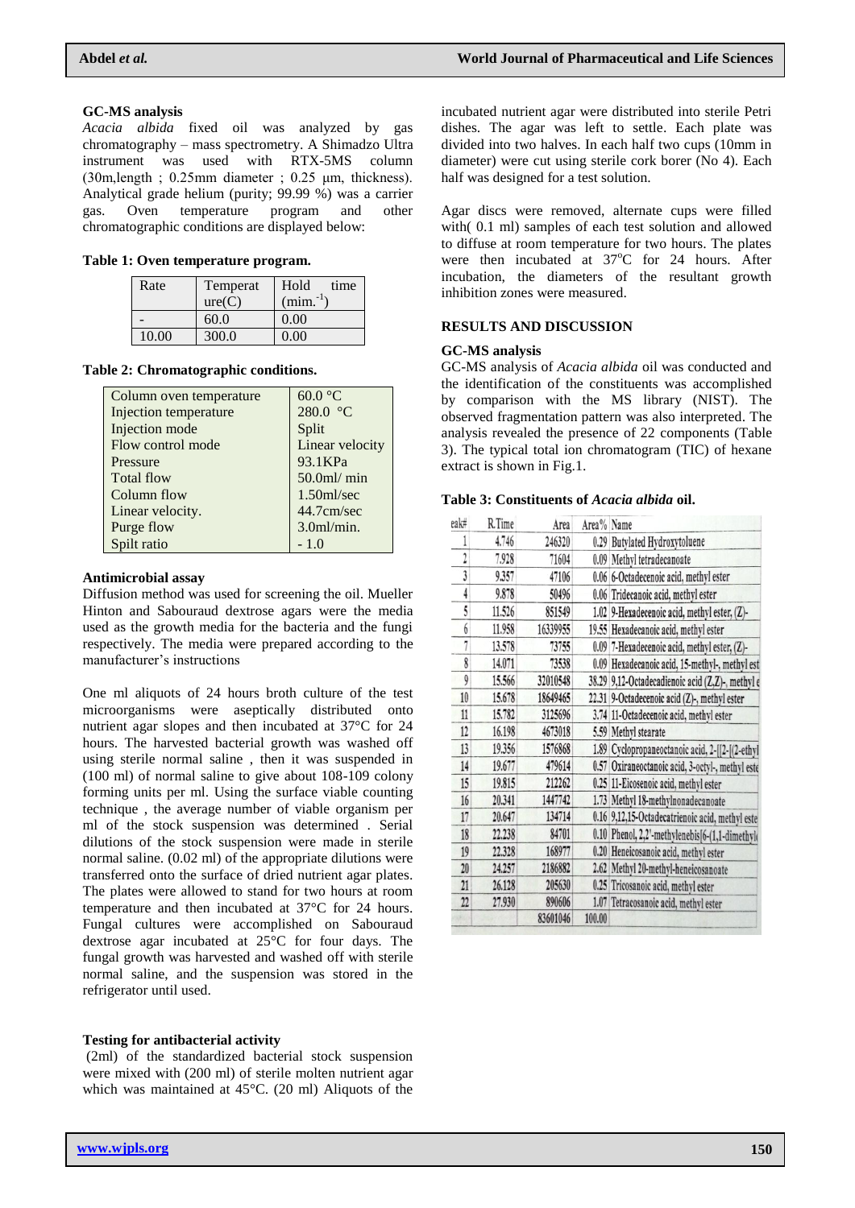### GC-MS analysis

*Acacia albida* fixed oil was analyzed by gas chromatography – mass spectrometry. A Shimadzo Ultra instrument was used with RTX-5MS column (30m,length ; 0.25mm diameter ; 0.25 µm, thickness). Analytical grade helium (purity; 99.99 %) was a carrier gas. Oven temperature program and other chromatographic conditions are displayed below:

**Table 1: Oven temperature program.**

| Rate | Temperature(C) | Hold time (mim.$^{-1}$) |
|---|---|---|
| - | 60.0 | 0.00 |
| 10.00 | 300.0 | 0.00 |

**Table 2: Chromatographic conditions.**

| | |
|---|---|
| Column oven temperature | 60.0 °C |
| Injection temperature | 280.0 °C |
| Injection mode | Split |
| Flow control mode | Linear velocity |
| Pressure | 93.1KPa |
| Total flow | 50.0ml/ min |
| Column flow | 1.50ml/sec |
| Linear velocity. | 44.7cm/sec |
| Purge flow | 3.0ml/min. |
| Spilt ratio | - 1.0 |

### Antimicrobial assay

Diffusion method was used for screening the oil. Mueller Hinton and Sabouraud dextrose agars were the media used as the growth media for the bacteria and the fungi respectively. The media were prepared according to the manufacturer's instructions

One ml aliquots of 24 hours broth culture of the test microorganisms were aseptically distributed onto nutrient agar slopes and then incubated at 37°C for 24 hours. The harvested bacterial growth was washed off using sterile normal saline , then it was suspended in (100 ml) of normal saline to give about 108-109 colony forming units per ml. Using the surface viable counting technique , the average number of viable organism per ml of the stock suspension was determined . Serial dilutions of the stock suspension were made in sterile normal saline. (0.02 ml) of the appropriate dilutions were transferred onto the surface of dried nutrient agar plates. The plates were allowed to stand for two hours at room temperature and then incubated at 37°C for 24 hours. Fungal cultures were accomplished on Sabouraud dextrose agar incubated at 25°C for four days. The fungal growth was harvested and washed off with sterile normal saline, and the suspension was stored in the refrigerator until used.

### Testing for antibacterial activity

(2ml) of the standardized bacterial stock suspension were mixed with (200 ml) of sterile molten nutrient agar which was maintained at 45°C. (20 ml) Aliquots of the incubated nutrient agar were distributed into sterile Petri dishes. The agar was left to settle. Each plate was divided into two halves. In each half two cups (10mm in diameter) were cut using sterile cork borer (No 4). Each half was designed for a test solution.

Agar discs were removed, alternate cups were filled with( 0.1 ml) samples of each test solution and allowed to diffuse at room temperature for two hours. The plates were then incubated at 37°C for 24 hours. After incubation, the diameters of the resultant growth inhibition zones were measured.

## RESULTS AND DISCUSSION

### GC-MS analysis

GC-MS analysis of *Acacia albida* oil was conducted and the identification of the constituents was accomplished by comparison with the MS library (NIST). The observed fragmentation pattern was also interpreted. The analysis revealed the presence of 22 components (Table 3). The typical total ion chromatogram (TIC) of hexane extract is shown in Fig.1.

**Table 3: Constituents of *Acacia albida* oil.**

| eak# | R.Time | Area | Area% | Name |
|---|---|---|---|---|
| 1 | 4.746 | 246320 | 0.29 | Butylated Hydroxytoluene |
| 2 | 7.928 | 71604 | 0.09 | Methyl tetradecanoate |
| 3 | 9.357 | 47106 | 0.06 | 6-Octadecenoic acid, methyl ester |
| 4 | 9.878 | 50496 | 0.06 | Tridecanoic acid, methyl ester |
| 5 | 11.526 | 851549 | 1.02 | 9-Hexadecenoic acid, methyl ester, (Z)- |
| 6 | 11.958 | 16339955 | 19.55 | Hexadecanoic acid, methyl ester |
| 7 | 13.578 | 73755 | 0.09 | 7-Hexadecenoic acid, methyl ester, (Z)- |
| 8 | 14.071 | 73538 | 0.09 | Hexadecanoic acid, 15-methyl-, methyl est |
| 9 | 15.566 | 32010548 | 38.29 | 9,12-Octadecadienoic acid (Z,Z)-, methyl e |
| 10 | 15.678 | 18649465 | 22.31 | 9-Octadecenoic acid (Z)-, methyl ester |
| 11 | 15.782 | 3125696 | 3.74 | 11-Octadecenoic acid, methyl ester |
| 12 | 16.198 | 4673018 | 5.59 | Methyl stearate |
| 13 | 19.356 | 1576868 | 1.89 | Cyclopropaneoctanoic acid, 2-[[2-[(2-ethyl |
| 14 | 19.677 | 479614 | 0.57 | Oxiraneoctanoic acid, 3-octyl-, methyl este |
| 15 | 19.815 | 212262 | 0.25 | 11-Eicosenoic acid, methyl ester |
| 16 | 20.341 | 1447742 | 1.73 | Methyl 18-methylnonadecanoate |
| 17 | 20.647 | 134714 | 0.16 | 9,12,15-Octadecatrienoic acid, methyl este |
| 18 | 22.238 | 84701 | 0.10 | Phenol, 2,2'-methylenebis[6-(1,1-dimethyl |
| 19 | 22.328 | 168977 | 0.20 | Heneicosanoic acid, methyl ester |
| 20 | 24.257 | 2186882 | 2.62 | Methyl 20-methyl-heneicosanoate |
| 21 | 26.128 | 205630 | 0.25 | Tricosanoic acid, methyl ester |
| 22 | 27.930 | 890606 | 1.07 | Tetracosanoic acid, methyl ester |
| | | 83601046 | 100.00 | |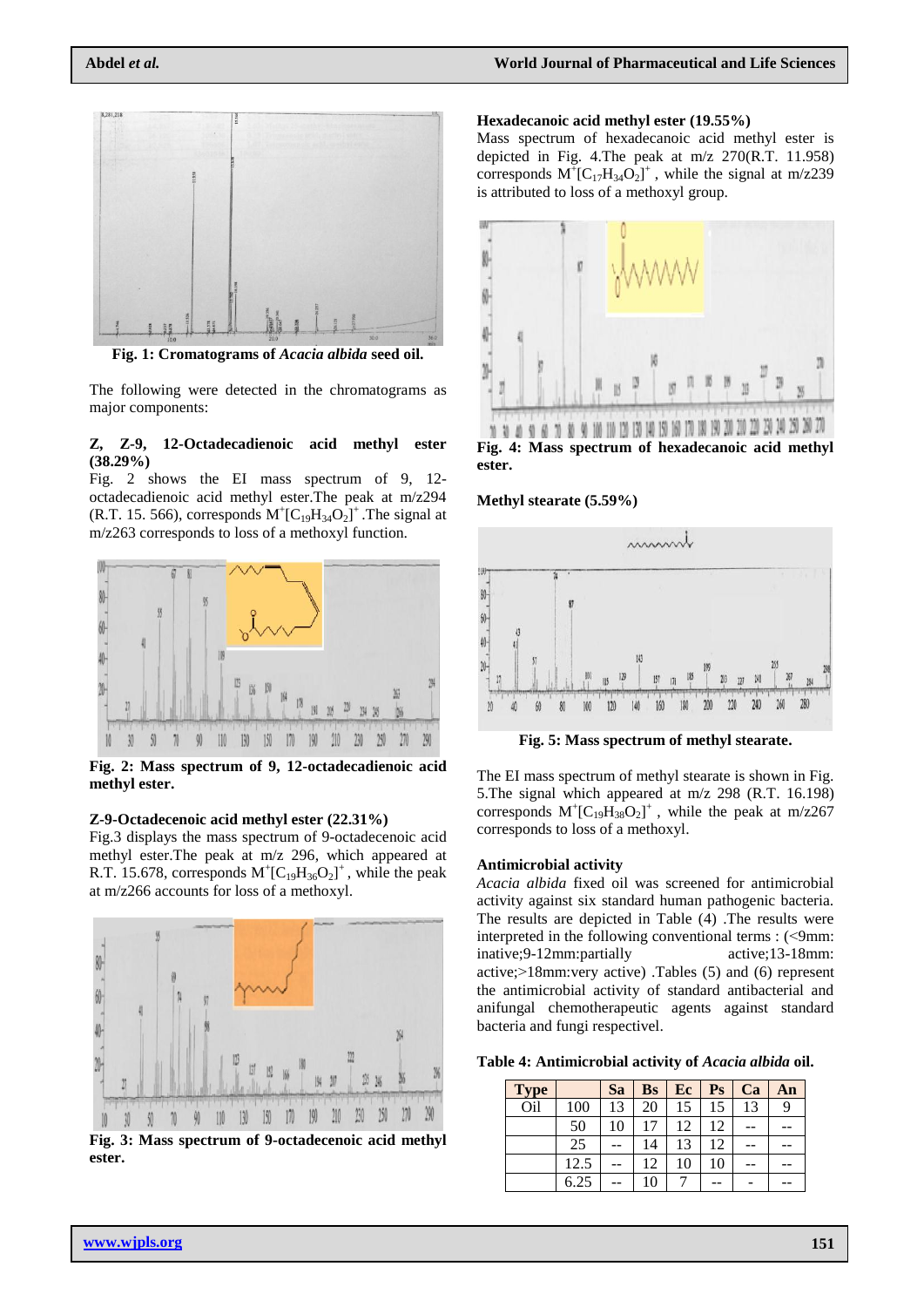Fig. 1: Cromatograms of *Acacia albida* seed oil.

The following were detected in the chromatograms as major components:

**Z, Z-9, 12-Octadecadienoic acid methyl ester (38.29%)**

Fig. 2 shows the EI mass spectrum of 9, 12-octadecadienoic acid methyl ester.The peak at m/z294 (R.T. 15. 566), corresponds $M^+[C_{19}H_{34}O_2]^+$ .The signal at m/z263 corresponds to loss of a methoxyl function.

Fig. 2: Mass spectrum of 9, 12-octadecadienoic acid methyl ester.

**Z-9-Octadecenoic acid methyl ester (22.31%)**

Fig.3 displays the mass spectrum of 9-octadecenoic acid methyl ester.The peak at m/z 296, which appeared at R.T. 15.678, corresponds $M^+[C_{19}H_{36}O_2]^+$ , while the peak at m/z266 accounts for loss of a methoxyl.

Fig. 3: Mass spectrum of 9-octadecenoic acid methyl ester.

**Hexadecanoic acid methyl ester (19.55%)**

Mass spectrum of hexadecanoic acid methyl ester is depicted in Fig. 4.The peak at m/z 270(R.T. 11.958) corresponds $M^+[C_{17}H_{34}O_2]^+$ , while the signal at m/z239 is attributed to loss of a methoxyl group.

Fig. 4: Mass spectrum of hexadecanoic acid methyl ester.

**Methyl stearate (5.59%)**

Fig. 5: Mass spectrum of methyl stearate.

The EI mass spectrum of methyl stearate is shown in Fig. 5.The signal which appeared at m/z 298 (R.T. 16.198) corresponds $M^+[C_{19}H_{38}O_2]^+$ , while the peak at m/z267 corresponds to loss of a methoxy.

**Antimicrobial activity**

*Acacia albida* fixed oil was screened for antimicrobial activity against six standard human pathogenic bacteria. The results are depicted in Table (4) .The results were interpreted in the following conventional terms : (<9mm: inative;9-12mm:partially active;13-18mm: active;>18mm:very active) .Tables (5) and (6) represent the antimicrobial activity of standard antibacterial and anifungal chemotherapeutic agents against standard bacteria and fungi respectivel.

**Table 4: Antimicrobial activity of *Acacia albida* oil.**

| Type | | Sa | Bs | Ec | Ps | Ca | An |
|---|---|---|---|---|---|---|---|
| Oil | 100 | 13 | 20 | 15 | 15 | 13 | 9 |
| | 50 | 10 | 17 | 12 | 12 | -- | -- |
| | 25 | -- | 14 | 13 | 12 | -- | -- |
| | 12.5 | -- | 12 | 10 | 10 | -- | -- |
| | 6.25 | -- | 10 | 7 | -- | - | -- |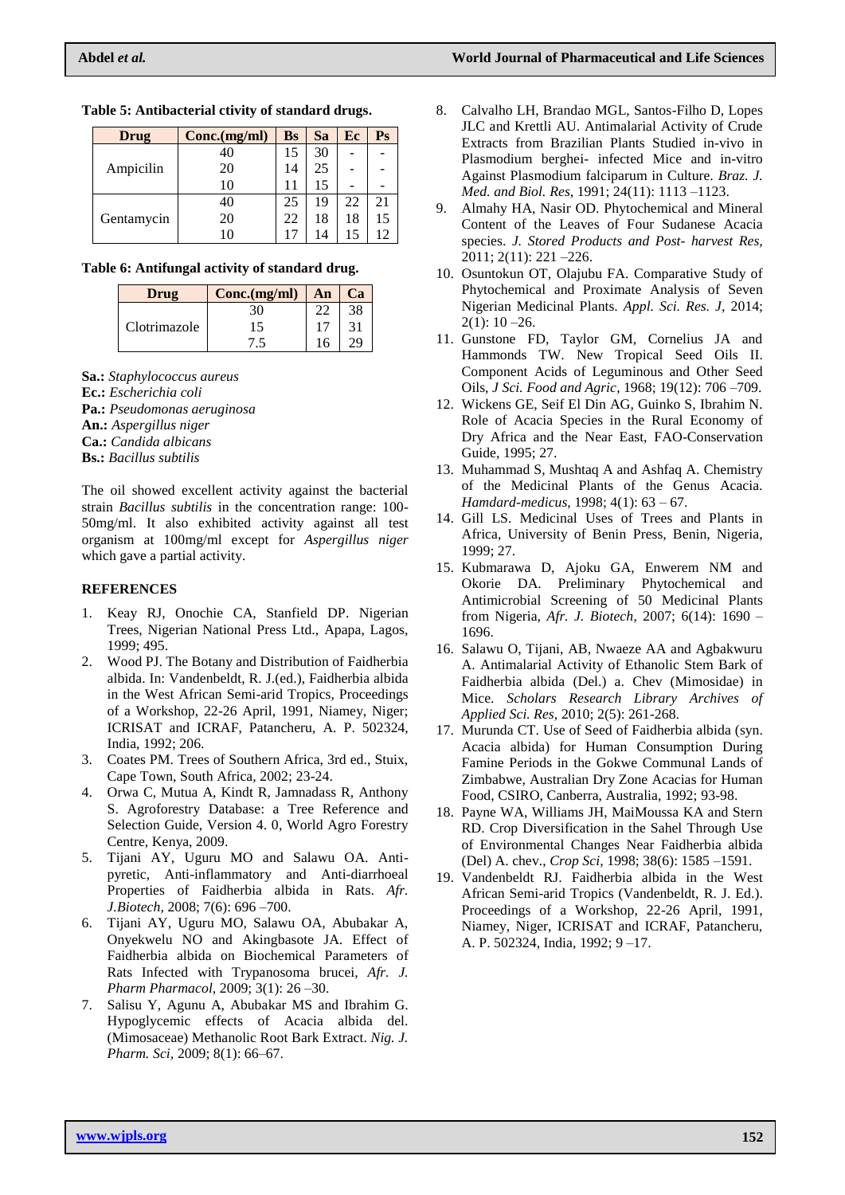**Table 5: Antibacterial ctivity of standard drugs.**

| Drug | Conc.(mg/ml) | Bs | Sa | Ec | Ps |
|---|---|---|---|---|---|
| Ampicilin | 40 | 15 | 30 | - | - |
| | 20 | 14 | 25 | - | - |
| | 10 | 11 | 15 | - | - |
| Gentamycin | 40 | 25 | 19 | 22 | 21 |
| | 20 | 22 | 18 | 18 | 15 |
| | 10 | 17 | 14 | 15 | 12 |

**Table 6: Antifungal activity of standard drug.**

| Drug | Conc.(mg/ml) | An | Ca |
|---|---|---|---|
| Clotrimazole | 30 | 22 | 38 |
| | 15 | 17 | 31 |
| | 7.5 | 16 | 29 |

**Sa.:** *Staphylococcus aureus*
**Ec.:** *Escherichia coli*
**Pa.:** *Pseudomonas aeruginosa*
**An.:** *Aspergillus niger*
**Ca.:** *Candida albicans*
**Bs.:** *Bacillus subtilis*

The oil showed excellent activity against the bacterial strain *Bacillus subtilis* in the concentration range: 100-50mg/ml. It also exhibited activity against all test organism at 100mg/ml except for *Aspergillus niger* which gave a partial activity.

## REFERENCES

1. Keay RJ, Onochie CA, Stanfield DP. Nigerian Trees, Nigerian National Press Ltd., Apapa, Lagos, 1999; 495.
2. Wood PJ. The Botany and Distribution of Faidherbia albida. In: Vandenbeldt, R. J.(ed.), Faidherbia albida in the West African Semi-arid Tropics, Proceedings of a Workshop, 22-26 April, 1991, Niamey, Niger; ICRISAT and ICRAF, Patancheru, A. P. 502324, India, 1992; 206.
3. Coates PM. Trees of Southern Africa, 3rd ed., Stuix, Cape Town, South Africa, 2002; 23-24.
4. Orwa C, Mutua A, Kindt R, Jamnadass R, Anthony S. Agroforestry Database: a Tree Reference and Selection Guide, Version 4. 0, World Agro Forestry Centre, Kenya, 2009.
5. Tijani AY, Uguru MO and Salawu OA. Anti-pyretic, Anti-inflammatory and Anti-diarrheal Properties of Faidherbia albida in Rats. *Afr. J.Biotech*, 2008; 7(6): 696 –700.
6. Tijani AY, Uguru MO, Salawu OA, Abubakar A, Onyekwelu NO and Akingbasote JA. Effect of Faidherbia albida on Biochemical Parameters of Rats Infected with Trypanosoma brucei, *Afr. J. Pharm Pharmacol*, 2009; 3(1): 26 –30.
7. Salisu Y, Agunu A, Abubakar MS and Ibrahim G. Hypoglycemic effects of Acacia albida del. (Mimosaceae) Methanolic Root Bark Extract. *Nig. J. Pharm. Sci*, 2009; 8(1): 66–67.
8. Calvalho LH, Brandao MGL, Santos-Filho D, Lopes JLC and Krettli AU. Antimalarial Activity of Crude Extracts from Brazilian Plants Studied in-vivo in Plasmodium berghei- infected Mice and in-vitro Against Plasmodium falciparum in Culture. *Braz. J. Med. and Biol. Res*, 1991; 24(11): 1113 –1123.
9. Almahy HA, Nasir OD. Phytochemical and Mineral Content of the Leaves of Four Sudanese Acacia species. *J. Stored Products and Post- harvest Res*, 2011; 2(11): 221 –226.
10. Osuntokun OT, Olajubu FA. Comparative Study of Phytochemical and Proximate Analysis of Seven Nigerian Medicinal Plants. *Appl. Sci. Res. J*, 2014; 2(1): 10 –26.
11. Gunstone FD, Taylor GM, Cornelius JA and Hammonds TW. New Tropical Seed Oils II. Component Acids of Leguminous and Other Seed Oils, *J Sci. Food and Agric*, 1968; 19(12): 706 –709.
12. Wickens GE, Seif El Din AG, Guinko S, Ibrahim N. Role of Acacia Species in the Rural Economy of Dry Africa and the Near East, FAO-Conservation Guide, 1995; 27.
13. Muhammad S, Mushtaq A and Ashfaq A. Chemistry of the Medicinal Plants of the Genus Acacia. *Hamdard-medicus*, 1998; 4(1): 63 – 67.
14. Gill LS. Medicinal Uses of Trees and Plants in Africa, University of Benin Press, Benin, Nigeria, 1999; 27.
15. Kubmarawa D, Ajoku GA, Enwerem NM and Okorie DA. Preliminary Phytochemical and Antimicrobial Screening of 50 Medicinal Plants from Nigeria, *Afr. J. Biotech*, 2007; 6(14): 1690 –1696.
16. Salawu O, Tijani, AB, Nwaeze AA and Agbakwuru A. Antimalarial Activity of Ethanolic Stem Bark of Faidherbia albida (Del.) a. Chev (Mimosidae) in Mice. *Scholars Research Library Archives of Applied Sci. Res*, 2010; 2(5): 261-268.
17. Murunda CT. Use of Seed of Faidherbia albida (syn. Acacia albida) for Human Consumption During Famine Periods in the Gokwe Communal Lands of Zimbabwe, Australian Dry Zone Acacias for Human Food, CSIRO, Canberra, Australia, 1992; 93-98.
18. Payne WA, Williams JH, MaiMoussa KA and Stern RD. Crop Diversification in the Sahel Through Use of Environmental Changes Near Faidherbia albida (Del) A. chev., *Crop Sci*, 1998; 38(6): 1585 –1591.
19. Vandenbeldt RJ. Faidherbia albida in the West African Semi-arid Tropics (Vandenbeldt, R. J. Ed.). Proceedings of a Workshop, 22-26 April, 1991, Niamey, Niger, ICRISAT and ICRAF, Patancheru, A. P. 502324, India, 1992; 9 –17.